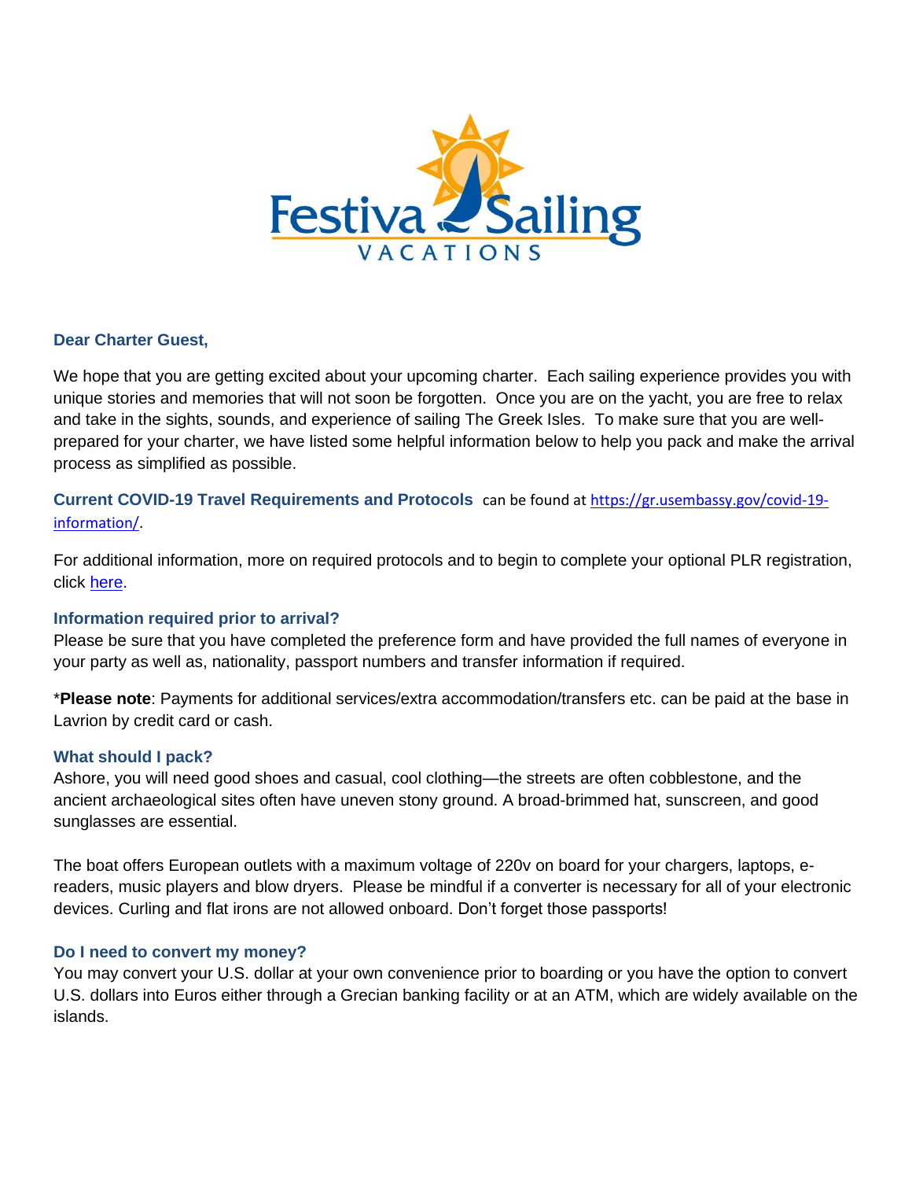Festiva Sailing VACATIONS

**Dear Charter Guest,**

We hope that you are getting excited about your upcoming charter. Each sailing experience provides you with unique stories and memories that will not soon be forgotten. Once you are on the yacht, you are free to relax and take in the sights, sounds, and experience of sailing The Greek Isles. To make sure that you are well-prepared for your charter, we have listed some helpful information below to help you pack and make the arrival process as simplified as possible.

**Current COVID-19 Travel Requirements and Protocols** can be found at [https://gr.usembassy.gov/covid-19-information/](https://gr.usembassy.gov/covid-19-information/).

For additional information, more on required protocols and to begin to complete your optional PLR registration, click here.

### Information required prior to arrival?

Please be sure that you have completed the preference form and have provided the full names of everyone in your party as well as, nationality, passport numbers and transfer information if required.

\***Please note**: Payments for additional services/extra accommodation/transfers etc. can be paid at the base in Lavrion by credit card or cash.

### What should I pack?

Ashore, you will need good shoes and casual, cool clothing—the streets are often cobblestone, and the ancient archaeological sites often have uneven stony ground. A broad-brimmed hat, sunscreen, and good sunglasses are essential.

The boat offers European outlets with a maximum voltage of 220v on board for your chargers, laptops, e-readers, music players and blow dryers. Please be mindful if a converter is necessary for all of your electronic devices. Curling and flat irons are not allowed onboard. Don't forget those passports!

### Do I need to convert my money?

You may convert your U.S. dollar at your own convenience prior to boarding or you have the option to convert U.S. dollars into Euros either through a Grecian banking facility or at an ATM, which are widely available on the islands.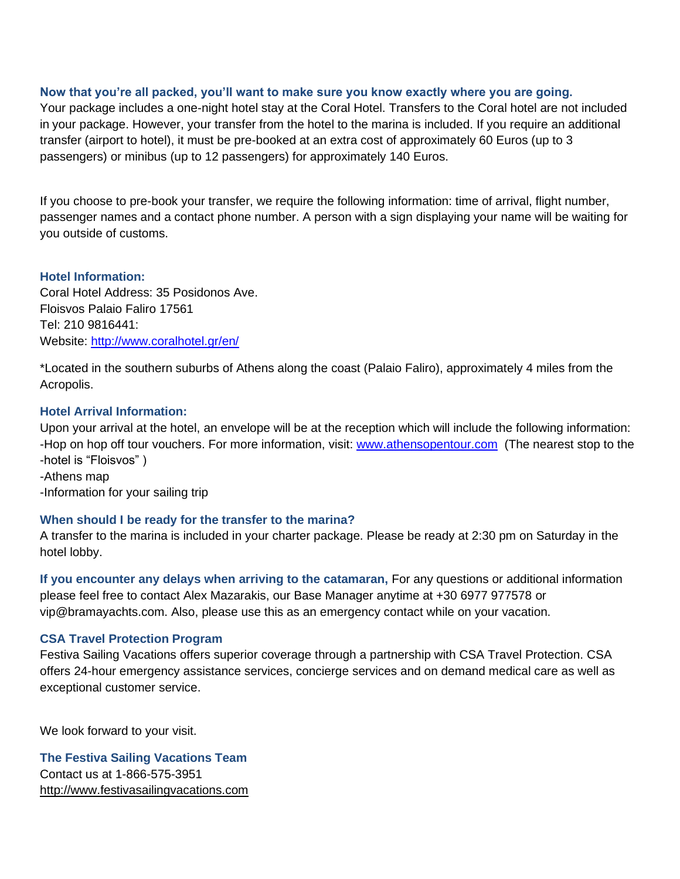**Now that you're all packed, you'll want to make sure you know exactly where you are going.**

Your package includes a one-night hotel stay at the Coral Hotel. Transfers to the Coral hotel are not included in your package. However, your transfer from the hotel to the marina is included. If you require an additional transfer (airport to hotel), it must be pre-booked at an extra cost of approximately 60 Euros (up to 3 passengers) or minibus (up to 12 passengers) for approximately 140 Euros.

If you choose to pre-book your transfer, we require the following information: time of arrival, flight number, passenger names and a contact phone number. A person with a sign displaying your name will be waiting for you outside of customs.

**Hotel Information:**

Coral Hotel Address: 35 Posidonos Ave.
Floisvos Palaio Faliro 17561
Tel: 210 9816441:
Website: http://www.coralhotel.gr/en/

*Located in the southern suburbs of Athens along the coast (Palaio Faliro), approximately 4 miles from the Acropolis.

**Hotel Arrival Information:**

Upon your arrival at the hotel, an envelope will be at the reception which will include the following information:
-Hop on hop off tour vouchers. For more information, visit: www.athensopentour.com (The nearest stop to the
-hotel is "Floisvos" )
-Athens map
-Information for your sailing trip

**When should I be ready for the transfer to the marina?**

A transfer to the marina is included in your charter package. Please be ready at 2:30 pm on Saturday in the hotel lobby.

**If you encounter any delays when arriving to the catamaran,** For any questions or additional information please feel free to contact Alex Mazarakis, our Base Manager anytime at +30 6977 977578 or vip@bramayachts.com. Also, please use this as an emergency contact while on your vacation.

**CSA Travel Protection Program**

Festiva Sailing Vacations offers superior coverage through a partnership with CSA Travel Protection. CSA offers 24-hour emergency assistance services, concierge services and on demand medical care as well as exceptional customer service.

We look forward to your visit.

**The Festiva Sailing Vacations Team**
Contact us at 1-866-575-3951
http://www.festivasailingvacations.com